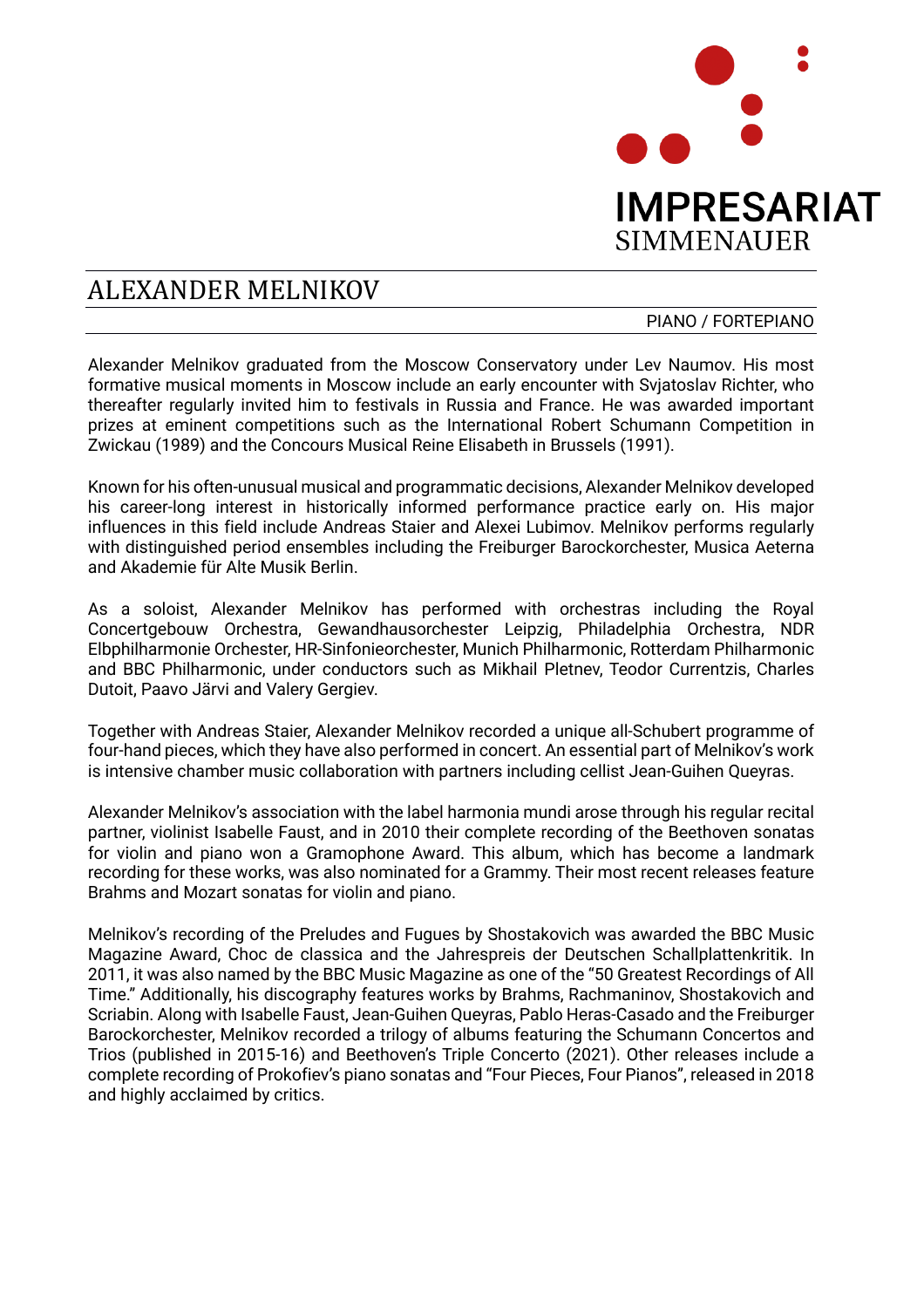IMPRESARIAT
SIMMENAUER

# ALEXANDER MELNIKOV

PIANO / FORTEPIANO

Alexander Melnikov graduated from the Moscow Conservatory under Lev Naumov. His most formative musical moments in Moscow include an early encounter with Svjatoslav Richter, who thereafter regularly invited him to festivals in Russia and France. He was awarded important prizes at eminent competitions such as the International Robert Schumann Competition in Zwickau (1989) and the Concours Musical Reine Elisabeth in Brussels (1991).

Known for his often-unusual musical and programmatic decisions, Alexander Melnikov developed his career-long interest in historically informed performance practice early on. His major influences in this field include Andreas Staier and Alexei Lubimov. Melnikov performs regularly with distinguished period ensembles including the Freiburger Barockorchester, Musica Aeterna and Akademie für Alte Musik Berlin.

As a soloist, Alexander Melnikov has performed with orchestras including the Royal Concertgebouw Orchestra, Gewandhausorchester Leipzig, Philadelphia Orchestra, NDR Elbphilharmonie Orchester, HR-Sinfonieorchester, Munich Philharmonic, Rotterdam Philharmonic and BBC Philharmonic, under conductors such as Mikhail Pletnev, Teodor Currentzis, Charles Dutoit, Paavo Järvi and Valery Gergiev.

Together with Andreas Staier, Alexander Melnikov recorded a unique all-Schubert programme of four-hand pieces, which they have also performed in concert. An essential part of Melnikov's work is intensive chamber music collaboration with partners including cellist Jean-Guihen Queyras.

Alexander Melnikov's association with the label harmonia mundi arose through his regular recital partner, violinist Isabelle Faust, and in 2010 their complete recording of the Beethoven sonatas for violin and piano won a Gramophone Award. This album, which has become a landmark recording for these works, was also nominated for a Grammy. Their most recent releases feature Brahms and Mozart sonatas for violin and piano.

Melnikov's recording of the Preludes and Fugues by Shostakovich was awarded the BBC Music Magazine Award, Choc de classica and the Jahrespreis der Deutschen Schallplattenkritik. In 2011, it was also named by the BBC Music Magazine as one of the "50 Greatest Recordings of All Time." Additionally, his discography features works by Brahms, Rachmaninov, Shostakovich and Scriabin. Along with Isabelle Faust, Jean-Guihen Queyras, Pablo Heras-Casado and the Freiburger Barockorchester, Melnikov recorded a trilogy of albums featuring the Schumann Concertos and Trios (published in 2015-16) and Beethoven's Triple Concerto (2021). Other releases include a complete recording of Prokofiev's piano sonatas and "Four Pieces, Four Pianos", released in 2018 and highly acclaimed by critics.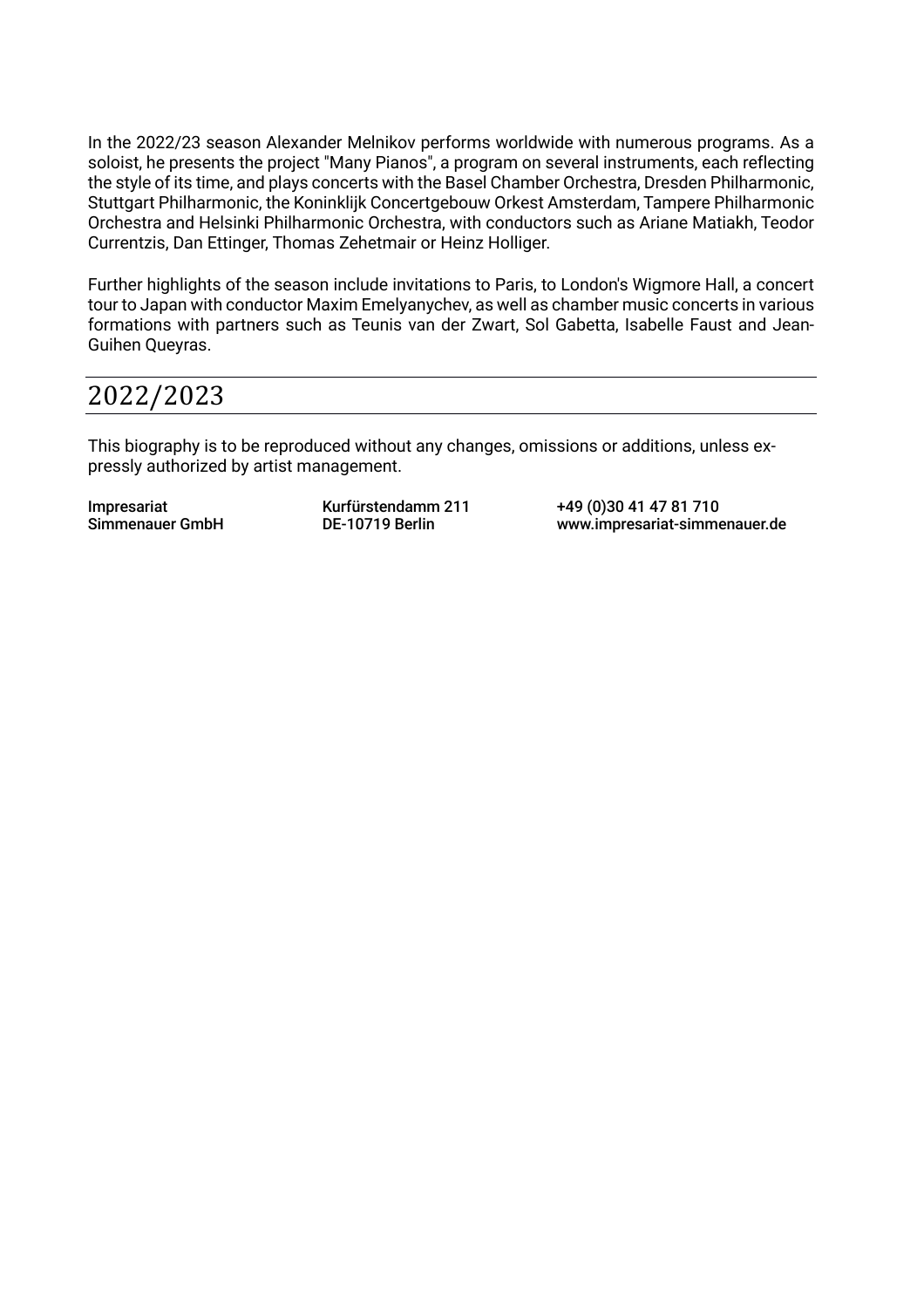In the 2022/23 season Alexander Melnikov performs worldwide with numerous programs. As a soloist, he presents the project "Many Pianos", a program on several instruments, each reflecting the style of its time, and plays concerts with the Basel Chamber Orchestra, Dresden Philharmonic, Stuttgart Philharmonic, the Koninklijk Concertgebouw Orkest Amsterdam, Tampere Philharmonic Orchestra and Helsinki Philharmonic Orchestra, with conductors such as Ariane Matiakh, Teodor Currentzis, Dan Ettinger, Thomas Zehetmair or Heinz Holliger.

Further highlights of the season include invitations to Paris, to London's Wigmore Hall, a concert tour to Japan with conductor Maxim Emelyanychev, as well as chamber music concerts in various formations with partners such as Teunis van der Zwart, Sol Gabetta, Isabelle Faust and Jean-Guihen Queyras.

## 2022/2023

This biography is to be reproduced without any changes, omissions or additions, unless expressly authorized by artist management.

Impresariat
Simmenauer GmbH

Kurfürstendamm 211
DE-10719 Berlin

+49 (0)30 41 47 81 710
www.impresariat-simmenauer.de